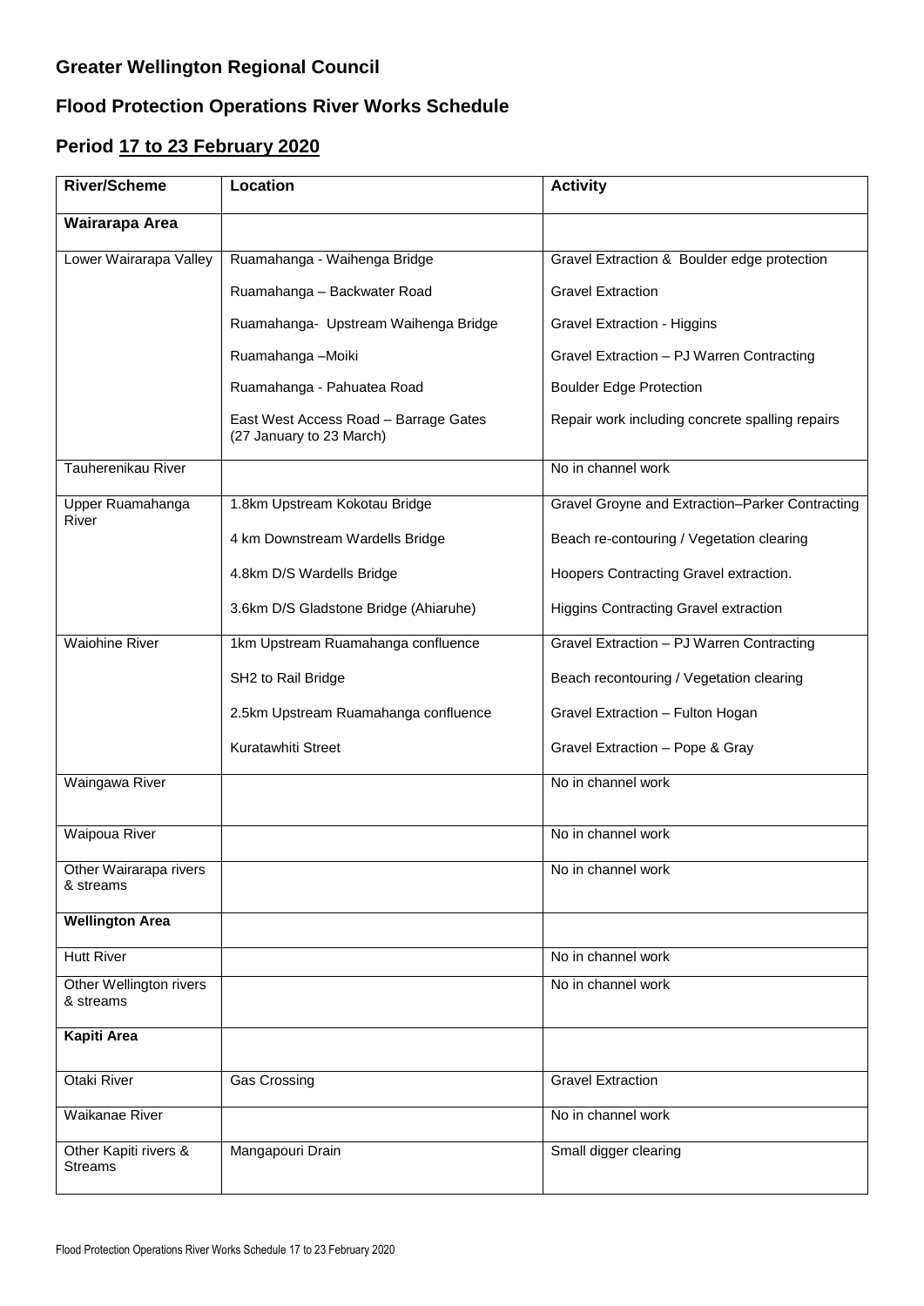## Greater Wellington Regional Council

## Flood Protection Operations River Works Schedule

## Period 17 to 23 February 2020

| River/Scheme | Location | Activity |
|---|---|---|
| **Wairarapa Area** | | |
| Lower Wairarapa Valley | Ruamahanga - Waihenga Bridge | Gravel Extraction & Boulder edge protection |
| | Ruamahanga – Backwater Road | Gravel Extraction |
| | Ruamahanga- Upstream Waihenga Bridge | Gravel Extraction - Higgins |
| | Ruamahanga –Moiki | Gravel Extraction – PJ Warren Contracting |
| | Ruamahanga - Pahuatea Road | Boulder Edge Protection |
| | East West Access Road – Barrage Gates (27 January to 23 March) | Repair work including concrete spalling repairs |
| Tauherenikau River | | No in channel work |
| Upper Ruamahanga River | 1.8km Upstream Kokotau Bridge | Gravel Groyne and Extraction–Parker Contracting |
| | 4 km Downstream Wardells Bridge | Beach re-contouring / Vegetation clearing |
| | 4.8km D/S Wardells Bridge | Hoopers Contracting Gravel extraction. |
| | 3.6km D/S Gladstone Bridge (Ahiaruhe) | Higgins Contracting Gravel extraction |
| Waiohine River | 1km Upstream Ruamahanga confluence | Gravel Extraction – PJ Warren Contracting |
| | SH2 to Rail Bridge | Beach recontouring / Vegetation clearing |
| | 2.5km Upstream Ruamahanga confluence | Gravel Extraction – Fulton Hogan |
| | Kuratawhiti Street | Gravel Extraction – Pope & Gray |
| Waingawa River | | No in channel work |
| Waipoua River | | No in channel work |
| Other Wairarapa rivers & streams | | No in channel work |
| **Wellington Area** | | |
| Hutt River | | No in channel work |
| Other Wellington rivers & streams | | No in channel work |
| **Kapiti Area** | | |
| Otaki River | Gas Crossing | Gravel Extraction |
| Waikanae River | | No in channel work |
| Other Kapiti rivers & Streams | Mangapouri Drain | Small digger clearing |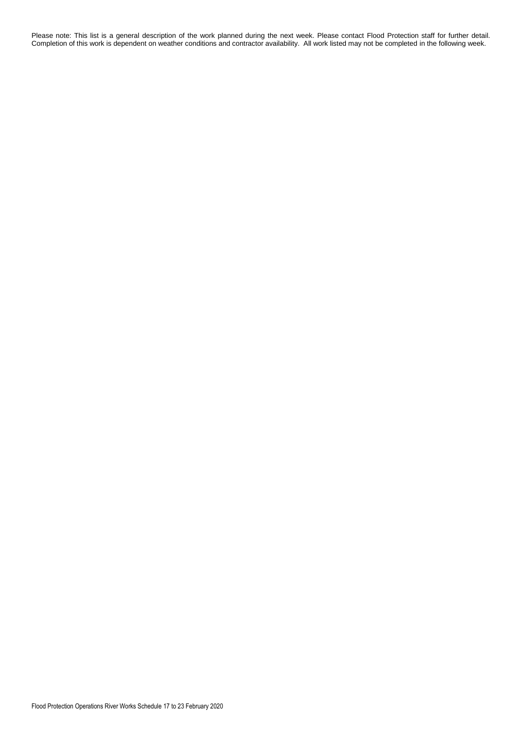Please note: This list is a general description of the work planned during the next week. Please contact Flood Protection staff for further detail. Completion of this work is dependent on weather conditions and contractor availability. All work listed may not be completed in the following week.